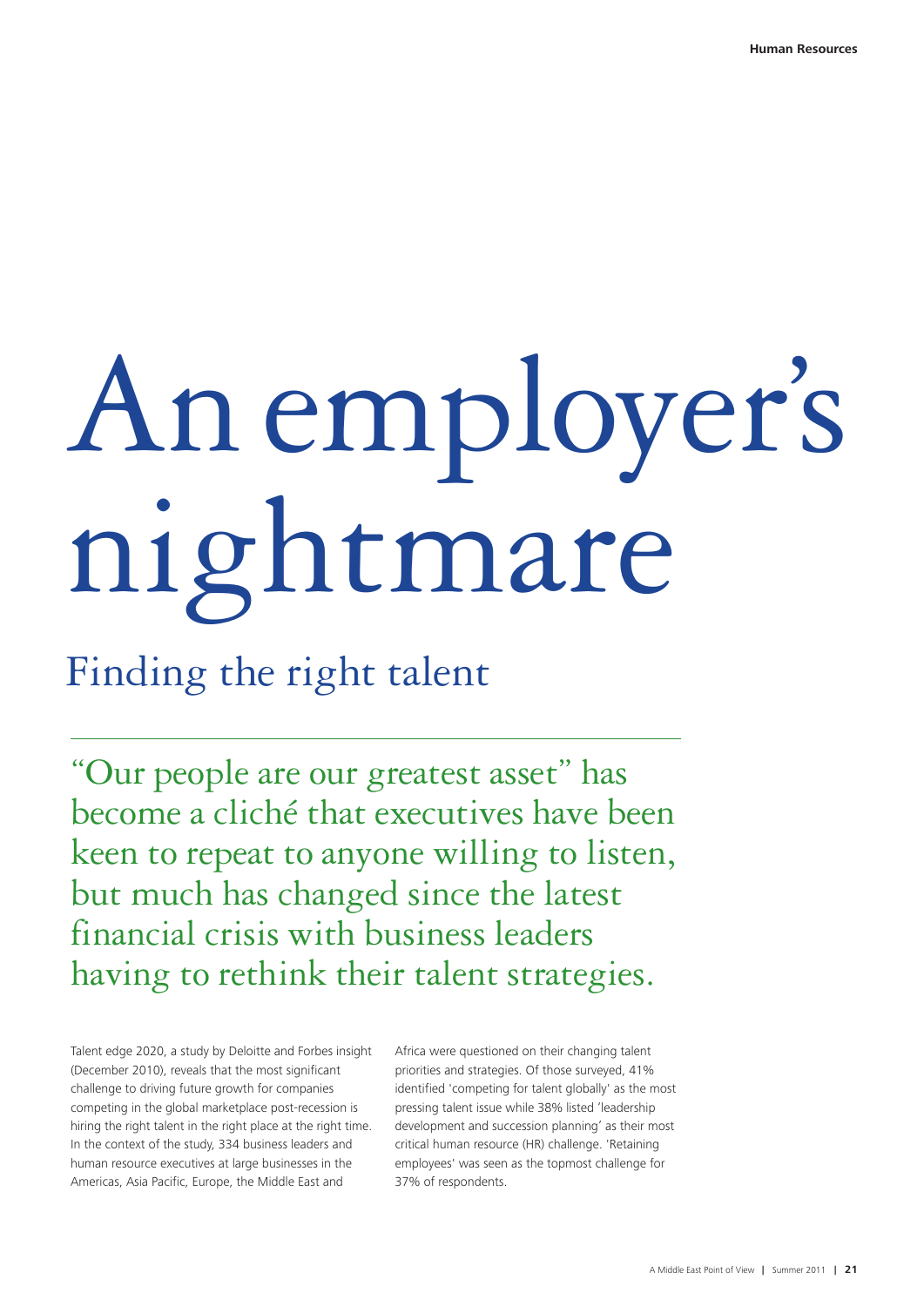# An employer's nightmare

## Finding the right talent

"Our people are our greatest asset" has become a cliché that executives have been keen to repeat to anyone willing to listen, but much has changed since the latest financial crisis with business leaders having to rethink their talent strategies.

Talent edge 2020, a study by Deloitte and Forbes insight (December 2010), reveals that the most significant challenge to driving future growth for companies competing in the global marketplace post-recession is hiring the right talent in the right place at the right time. In the context of the study, 334 business leaders and human resource executives at large businesses in the Americas, Asia Pacific, Europe, the Middle East and Africa were questioned on their changing talent priorities and strategies. Of those surveyed, 41% identified 'competing for talent globally' as the most pressing talent issue while 38% listed 'leadership development and succession planning' as their most critical human resource (HR) challenge. 'Retaining employees' was seen as the topmost challenge for 37% of respondents.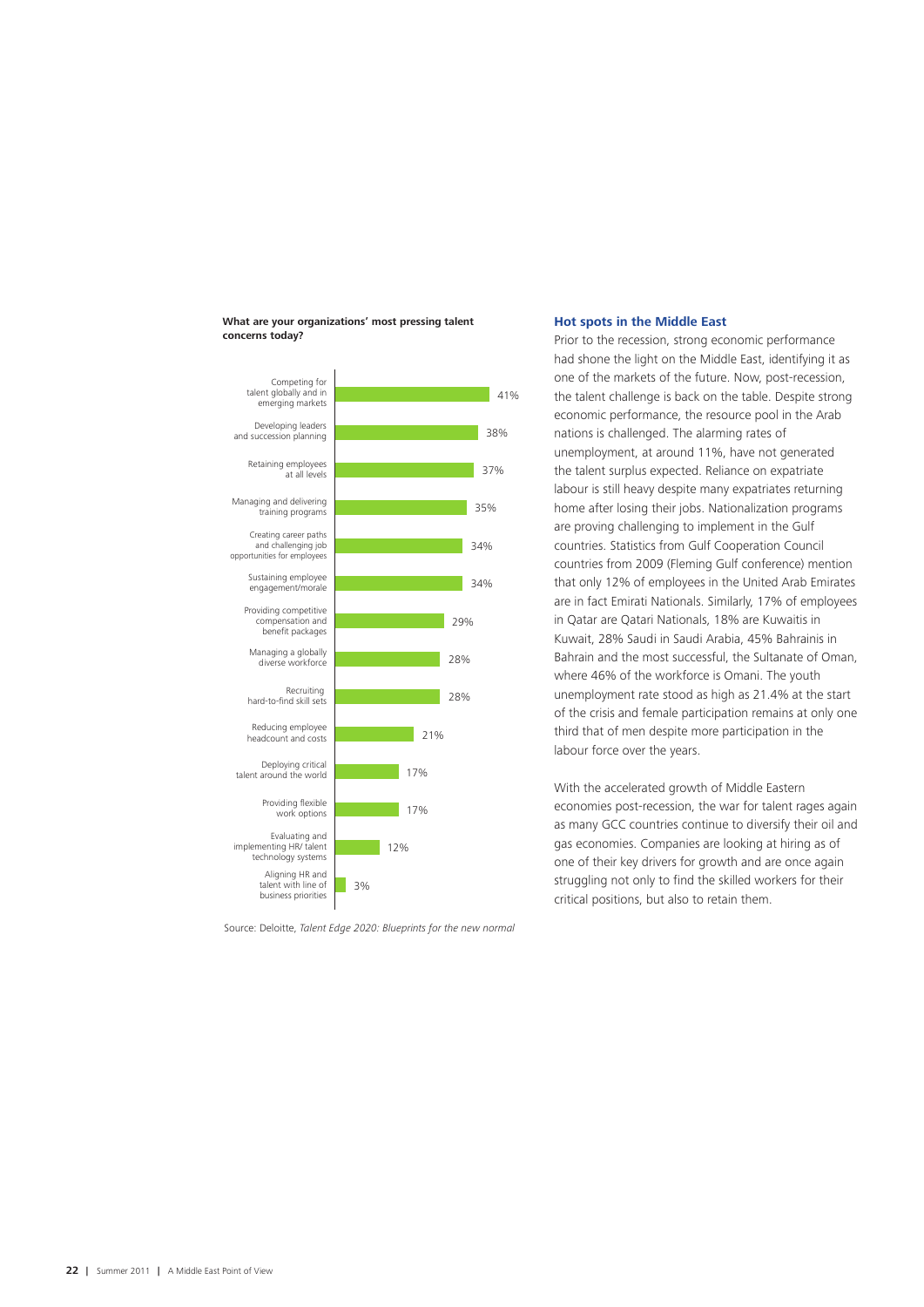**What are your organizations' most pressing talent concerns today?**

Competing for talent globally and in emerging markets
41%

Developing leaders and succession planning
38%

Retaining employees at all levels
37%

Managing and delivering training programs
35%

Creating career paths and challenging job opportunities for employees
34%

Sustaining employee engagement/morale
34%

Providing competitive compensation and benefit packages
29%

Managing a globally diverse workforce
28%

Recruiting hard-to-find skill sets
28%

Reducing employee headcount and costs
21%

Deploying critical talent around the world
17%

Providing flexible work options
17%

Evaluating and implementing HR/ talent technology systems
12%

Aligning HR and talent with line of business priorities
3%

Source: Deloitte, *Talent Edge 2020: Blueprints for the new normal*

## Hot spots in the Middle East

Prior to the recession, strong economic performance had shone the light on the Middle East, identifying it as one of the markets of the future. Now, post-recession, the talent challenge is back on the table. Despite strong economic performance, the resource pool in the Arab nations is challenged. The alarming rates of unemployment, at around 11%, have not generated the talent surplus expected. Reliance on expatriate labour is still heavy despite many expatriates returning home after losing their jobs. Nationalization programs are proving challenging to implement in the Gulf countries. Statistics from Gulf Cooperation Council countries from 2009 (Fleming Gulf conference) mention that only 12% of employees in the United Arab Emirates are in fact Emirati Nationals. Similarly, 17% of employees in Qatar are Qatari Nationals, 18% are Kuwaitis in Kuwait, 28% Saudi in Saudi Arabia, 45% Bahrainis in Bahrain and the most successful, the Sultanate of Oman, where 46% of the workforce is Omani. The youth unemployment rate stood as high as 21.4% at the start of the crisis and female participation remains at only one third that of men despite more participation in the labour force over the years.

With the accelerated growth of Middle Eastern economies post-recession, the war for talent rages again as many GCC countries continue to diversify their oil and gas economies. Companies are looking at hiring as of one of their key drivers for growth and are once again struggling not only to find the skilled workers for their critical positions, but also to retain them.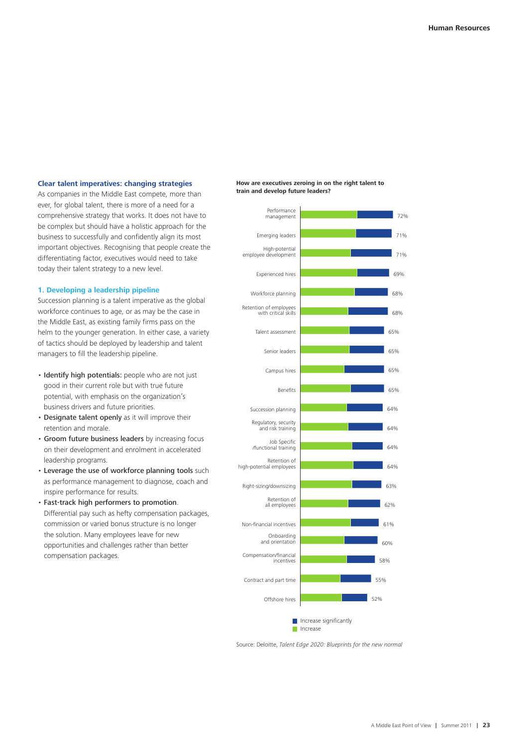### Clear talent imperatives: changing strategies

As companies in the Middle East compete, more than ever, for global talent, there is more of a need for a comprehensive strategy that works. It does not have to be complex but should have a holistic approach for the business to successfully and confidently align its most important objectives. Recognising that people create the differentiating factor, executives would need to take today their talent strategy to a new level.

#### 1. Developing a leadership pipeline

Succession planning is a talent imperative as the global workforce continues to age, or as may be the case in the Middle East, as existing family firms pass on the helm to the younger generation. In either case, a variety of tactics should be deployed by leadership and talent managers to fill the leadership pipeline.

- **Identify high potentials:** people who are not just good in their current role but with true future potential, with emphasis on the organization's business drivers and future priorities.
- **Designate talent openly** as it will improve their retention and morale.
- **Groom future business leaders** by increasing focus on their development and enrolment in accelerated leadership programs.
- **Leverage the use of workforce planning tools** such as performance management to diagnose, coach and inspire performance for results.
- **Fast-track high performers to promotion**. Differential pay such as hefty compensation packages, commission or varied bonus structure is no longer the solution. Many employees leave for new opportunities and challenges rather than better compensation packages.

**How are executives zeroing in on the right talent to train and develop future leaders?**

Performance management 72%
Emerging leaders 71%
High-potential employee development 71%
Experienced hires 69%
Workforce planning 68%
Retention of employees with critical skills 68%
Talent assessment 65%
Senior leaders 65%
Campus hires 65%
Benefits 65%
Succession planning 64%
Regulatory, security and risk training 64%
Job Specific /functional training 64%
Retention of high-potential employees 64%
Right-sizing/downsizing 63%
Retention of all employees 62%
Non-financial incentives 61%
Onboarding and orientation 60%
Compensation/financial incentives 58%
Contract and part time 55%
Offshore hires 52%

Increase significantly
Increase

Source: Deloitte, *Talent Edge 2020: Blueprints for the new normal*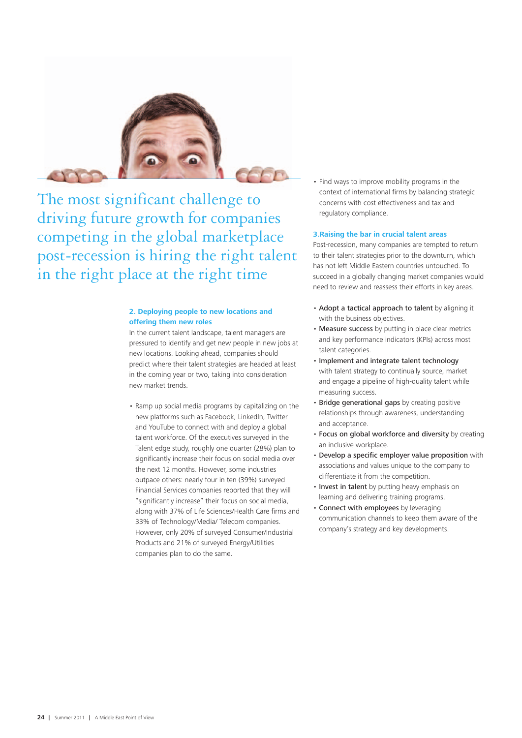The most significant challenge to driving future growth for companies competing in the global marketplace post-recession is hiring the right talent in the right place at the right time

### 2. Deploying people to new locations and offering them new roles

In the current talent landscape, talent managers are pressured to identify and get new people in new jobs at new locations. Looking ahead, companies should predict where their talent strategies are headed at least in the coming year or two, taking into consideration new market trends.

- Ramp up social media programs by capitalizing on the new platforms such as Facebook, LinkedIn, Twitter and YouTube to connect with and deploy a global talent workforce. Of the executives surveyed in the Talent edge study, roughly one quarter (28%) plan to significantly increase their focus on social media over the next 12 months. However, some industries outpace others: nearly four in ten (39%) surveyed Financial Services companies reported that they will "significantly increase" their focus on social media, along with 37% of Life Sciences/Health Care firms and 33% of Technology/Media/ Telecom companies. However, only 20% of surveyed Consumer/Industrial Products and 21% of surveyed Energy/Utilities companies plan to do the same.
- Find ways to improve mobility programs in the context of international firms by balancing strategic concerns with cost effectiveness and tax and regulatory compliance.

### 3.Raising the bar in crucial talent areas

Post-recession, many companies are tempted to return to their talent strategies prior to the downturn, which has not left Middle Eastern countries untouched. To succeed in a globally changing market companies would need to review and reassess their efforts in key areas.

- **Adopt a tactical approach to talent** by aligning it with the business objectives.
- **Measure success** by putting in place clear metrics and key performance indicators (KPIs) across most talent categories.
- **Implement and integrate talent technology** with talent strategy to continually source, market and engage a pipeline of high-quality talent while measuring success.
- **Bridge generational gaps** by creating positive relationships through awareness, understanding and acceptance.
- **Focus on global workforce and diversity** by creating an inclusive workplace.
- **Develop a specific employer value proposition** with associations and values unique to the company to differentiate it from the competition.
- **Invest in talent** by putting heavy emphasis on learning and delivering training programs.
- **Connect with employees** by leveraging communication channels to keep them aware of the company's strategy and key developments.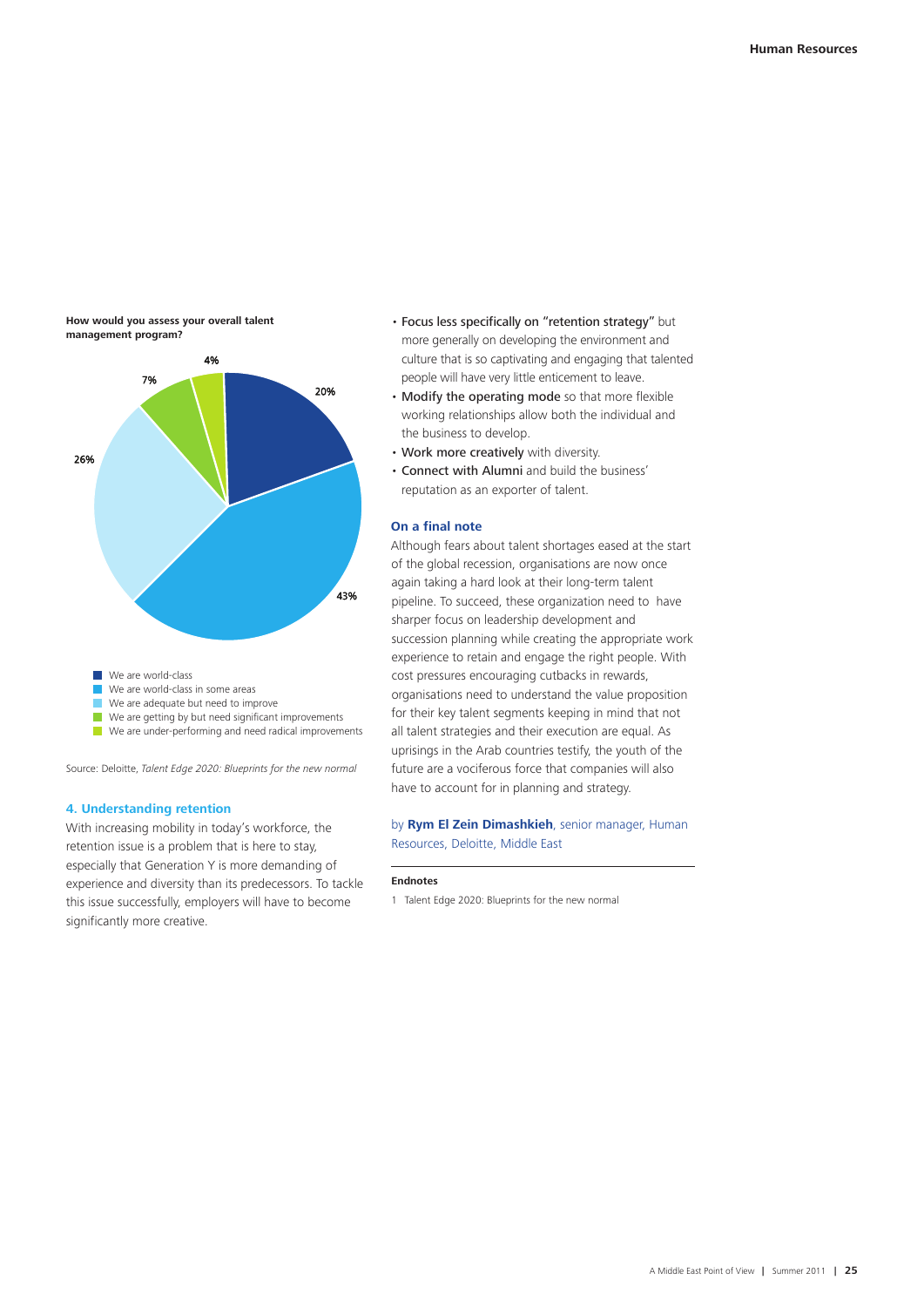**How would you assess your overall talent management program?**

4%

7%

20%

26%

43%

- We are world-class
- We are world-class in some areas
- We are adequate but need to improve
- We are getting by but need significant improvements
- We are under-performing and need radical improvements

Source: Deloitte, *Talent Edge 2020: Blueprints for the new normal*

#### 4. Understanding retention

With increasing mobility in today's workforce, the retention issue is a problem that is here to stay, especially that Generation Y is more demanding of experience and diversity than its predecessors. To tackle this issue successfully, employers will have to become significantly more creative.

- Focus less specifically on "retention strategy" but more generally on developing the environment and culture that is so captivating and engaging that talented people will have very little enticement to leave.
- Modify the operating mode so that more flexible working relationships allow both the individual and the business to develop.
- Work more creatively with diversity.
- Connect with Alumni and build the business' reputation as an exporter of talent.

#### On a final note

Although fears about talent shortages eased at the start of the global recession, organisations are now once again taking a hard look at their long-term talent pipeline. To succeed, these organization need to have sharper focus on leadership development and succession planning while creating the appropriate work experience to retain and engage the right people. With cost pressures encouraging cutbacks in rewards, organisations need to understand the value proposition for their key talent segments keeping in mind that not all talent strategies and their execution are equal. As uprisings in the Arab countries testify, the youth of the future are a vociferous force that companies will also have to account for in planning and strategy.

by **Rym El Zein Dimashkieh**, senior manager, Human Resources, Deloitte, Middle East

**Endnotes**

1 Talent Edge 2020: Blueprints for the new normal